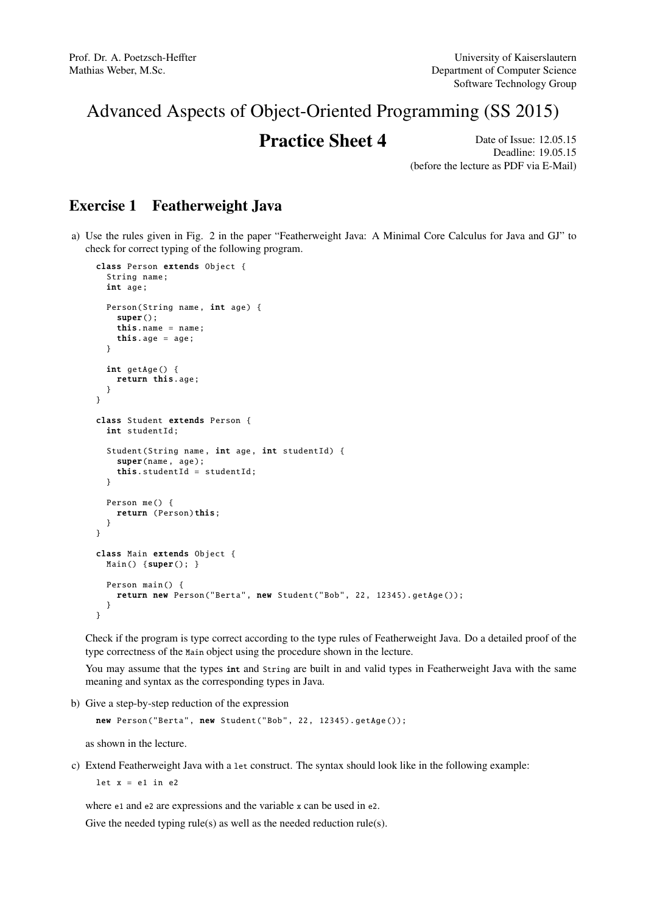Prof. Dr. A. Poetzsch-Heffter
Mathias Weber, M.Sc.

University of Kaiserslautern
Department of Computer Science
Software Technology Group

# Advanced Aspects of Object-Oriented Programming (SS 2015)

## Practice Sheet 4

Date of Issue: 12.05.15
Deadline: 19.05.15
(before the lecture as PDF via E-Mail)

## Exercise 1 Featherweight Java

a) Use the rules given in Fig. 2 in the paper "Featherweight Java: A Minimal Core Calculus for Java and GJ" to check for correct typing of the following program.

```
class Person extends Object {
  String name;
  int age;

  Person(String name, int age) {
    super();
    this.name = name;
    this.age = age;
  }

  int getAge() {
    return this.age;
  }
}

class Student extends Person {
  int studentId;

  Student(String name, int age, int studentId) {
    super(name, age);
    this.studentId = studentId;
  }

  Person me() {
    return (Person)this;
  }
}

class Main extends Object {
  Main() {super(); }

  Person main() {
    return new Person("Berta", new Student("Bob", 22, 12345).getAge());
  }
}
```

Check if the program is type correct according to the type rules of Featherweight Java. Do a detailed proof of the type correctness of the `Main` object using the procedure shown in the lecture.

You may assume that the types `int` and `String` are built in and valid types in Featherweight Java with the same meaning and syntax as the corresponding types in Java.

b) Give a step-by-step reduction of the expression

```
new Person("Berta", new Student("Bob", 22, 12345).getAge());
```

as shown in the lecture.

c) Extend Featherweight Java with a `let` construct. The syntax should look like in the following example:

```
let x = e1 in e2
```

where `e1` and `e2` are expressions and the variable `x` can be used in `e2`.

Give the needed typing rule(s) as well as the needed reduction rule(s).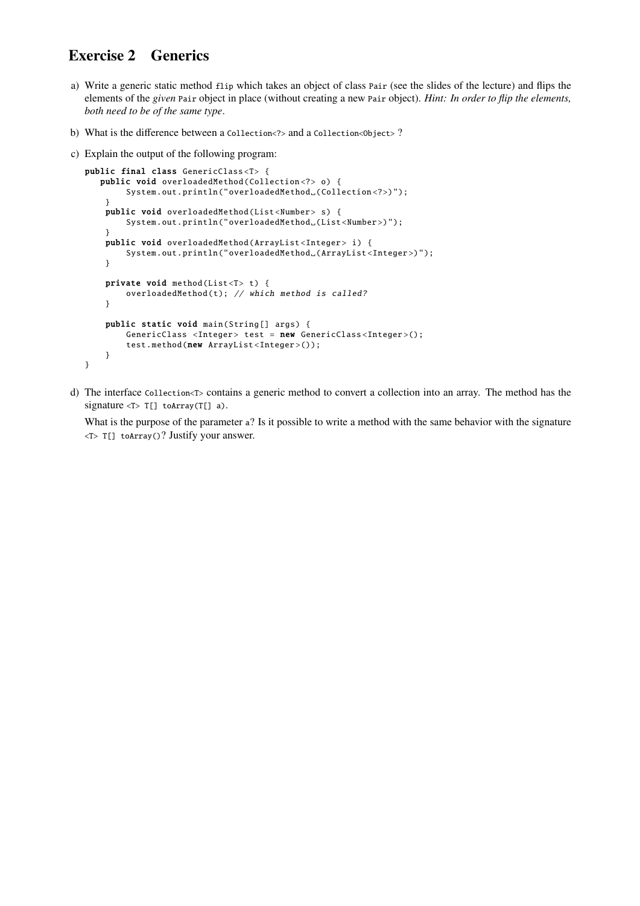## Exercise 2 Generics

a) Write a generic static method `flip` which takes an object of class `Pair` (see the slides of the lecture) and flips the elements of the *given* `Pair` object in place (without creating a new `Pair` object). *Hint: In order to flip the elements, both need to be of the same type.*

b) What is the difference between a `Collection<?>` and a `Collection<Object>` ?

c) Explain the output of the following program:

```
public final class GenericClass<T> {
   public void overloadedMethod(Collection<?> o) {
        System.out.println("overloadedMethod␣(Collection<?>)");
    }
    public void overloadedMethod(List<Number> s) {
        System.out.println("overloadedMethod␣(List<Number>)");
    }
    public void overloadedMethod(ArrayList<Integer> i) {
        System.out.println("overloadedMethod␣(ArrayList<Integer>)");
    }

    private void method(List<T> t) {
        overloadedMethod(t); // which method is called?
    }

    public static void main(String[] args) {
        GenericClass <Integer> test = new GenericClass<Integer>();
        test.method(new ArrayList<Integer>());
    }
}
```

d) The interface `Collection<T>` contains a generic method to convert a collection into an array. The method has the signature `<T> T[] toArray(T[] a)`.

What is the purpose of the parameter `a`? Is it possible to write a method with the same behavior with the signature `<T> T[] toArray()`? Justify your answer.